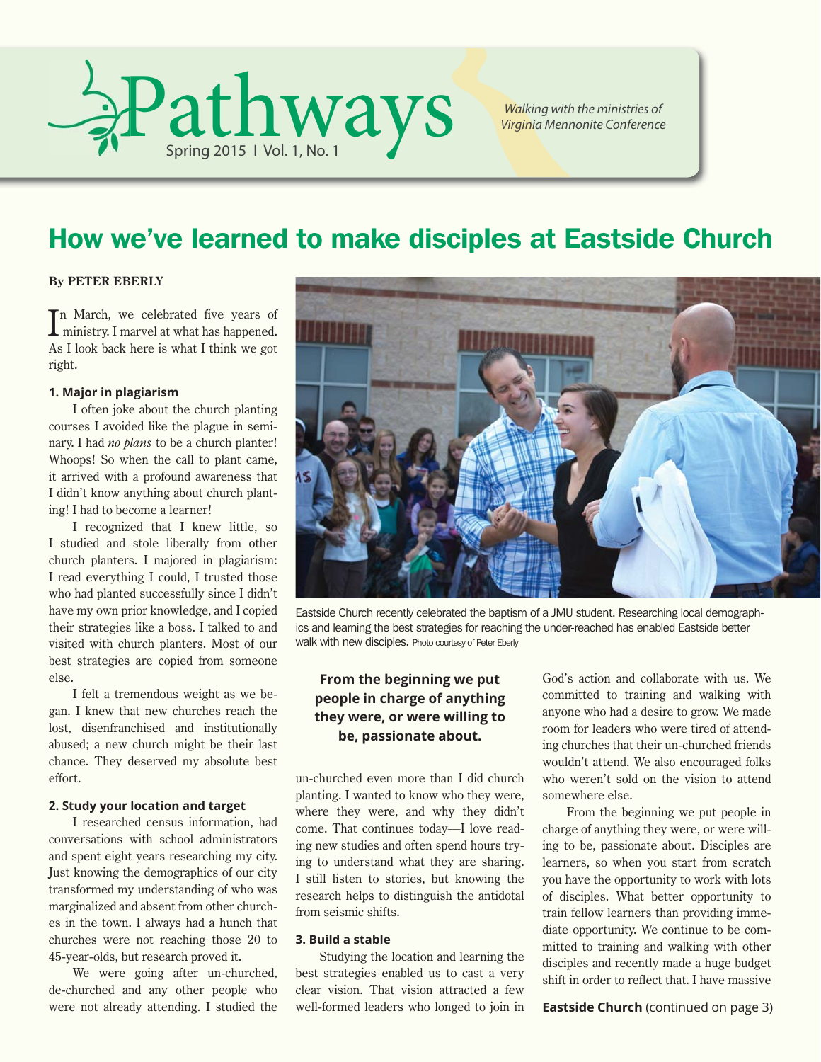# Pathways

Spring 2015 I Vol. 1, No. 1

*Walking with the ministries of Virginia Mennonite Conference*

## How we've learned to make disciples at Eastside Church

**By PETER EBERLY**

In March, we celebrated five years of ministry. I marvel at what has happened. As I look back here is what I think we got right.

### 1. Major in plagiarism

I often joke about the church planting courses I avoided like the plague in seminary. I had *no plans* to be a church planter! Whoops! So when the call to plant came, it arrived with a profound awareness that I didn't know anything about church planting! I had to become a learner!

I recognized that I knew little, so I studied and stole liberally from other church planters. I majored in plagiarism: I read everything I could, I trusted those who had planted successfully since I didn't have my own prior knowledge, and I copied their strategies like a boss. I talked to and visited with church planters. Most of our best strategies are copied from someone else.

I felt a tremendous weight as we began. I knew that new churches reach the lost, disenfranchised and institutionally abused; a new church might be their last chance. They deserved my absolute best effort.

### 2. Study your location and target

I researched census information, had conversations with school administrators and spent eight years researching my city. Just knowing the demographics of our city transformed my understanding of who was marginalized and absent from other churches in the town. I always had a hunch that churches were not reaching those 20 to 45-year-olds, but research proved it.

We were going after un-churched, de-churched and any other people who were not already attending. I studied the un-churched even more than I did church planting. I wanted to know who they were, where they were, and why they didn't come. That continues today—I love reading new studies and often spend hours trying to understand what they are sharing. I still listen to stories, but knowing the research helps to distinguish the antidotal from seismic shifts.

Eastside Church recently celebrated the baptism of a JMU student. Researching local demographics and learning the best strategies for reaching the under-reached has enabled Eastside better walk with new disciples. Photo courtesy of Peter Eberly

**From the beginning we put people in charge of anything they were, or were willing to be, passionate about.**

### 3. Build a stable

Studying the location and learning the best strategies enabled us to cast a very clear vision. That vision attracted a few well-formed leaders who longed to join in God's action and collaborate with us. We committed to training and walking with anyone who had a desire to grow. We made room for leaders who were tired of attending churches that their un-churched friends wouldn't attend. We also encouraged folks who weren't sold on the vision to attend somewhere else.

From the beginning we put people in charge of anything they were, or were willing to be, passionate about. Disciples are learners, so when you start from scratch you have the opportunity to work with lots of disciples. What better opportunity to train fellow learners than providing immediate opportunity. We continue to be committed to training and walking with other disciples and recently made a huge budget shift in order to reflect that. I have massive

**Eastside Church** (continued on page 3)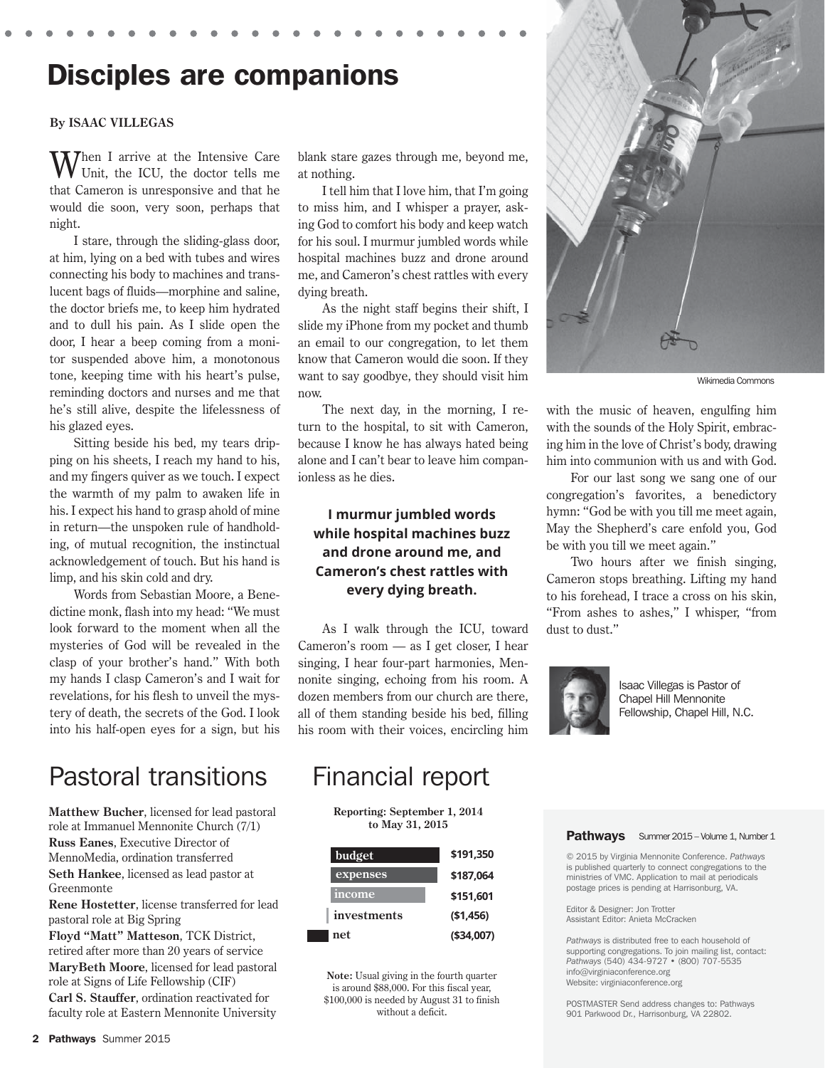# Disciples are companions

**By ISAAC VILLEGAS**

When I arrive at the Intensive Care Unit, the ICU, the doctor tells me that Cameron is unresponsive and that he would die soon, very soon, perhaps that night.

I stare, through the sliding-glass door, at him, lying on a bed with tubes and wires connecting his body to machines and translucent bags of fluids—morphine and saline, the doctor briefs me, to keep him hydrated and to dull his pain. As I slide open the door, I hear a beep coming from a monitor suspended above him, a monotonous tone, keeping time with his heart's pulse, reminding doctors and nurses and me that he's still alive, despite the lifelessness of his glazed eyes.

Sitting beside his bed, my tears dripping on his sheets, I reach my hand to his, and my fingers quiver as we touch. I expect the warmth of my palm to awaken life in his. I expect his hand to grasp ahold of mine in return—the unspoken rule of handholding, of mutual recognition, the instinctual acknowledgement of touch. But his hand is limp, and his skin cold and dry.

Words from Sebastian Moore, a Benedictine monk, flash into my head: "We must look forward to the moment when all the mysteries of God will be revealed in the clasp of your brother's hand." With both my hands I clasp Cameron's and I wait for revelations, for his flesh to unveil the mystery of death, the secrets of the God. I look into his half-open eyes for a sign, but his blank stare gazes through me, beyond me, at nothing.

I tell him that I love him, that I'm going to miss him, and I whisper a prayer, asking God to comfort his body and keep watch for his soul. I murmur jumbled words while hospital machines buzz and drone around me, and Cameron's chest rattles with every dying breath.

As the night staff begins their shift, I slide my iPhone from my pocket and thumb an email to our congregation, to let them know that Cameron would die soon. If they want to say goodbye, they should visit him now.

The next day, in the morning, I return to the hospital, to sit with Cameron, because I know he has always hated being alone and I can't bear to leave him companionless as he dies.

**I murmur jumbled words while hospital machines buzz and drone around me, and Cameron's chest rattles with every dying breath.**

As I walk through the ICU, toward Cameron's room — as I get closer, I hear singing, I hear four-part harmonies, Mennonite singing, echoing from his room. A dozen members from our church are there, all of them standing beside his bed, filling his room with their voices, encircling him with the music of heaven, engulfing him with the sounds of the Holy Spirit, embracing him in the love of Christ's body, drawing him into communion with us and with God.

For our last song we sang one of our congregation's favorites, a benedictory hymn: "God be with you till me meet again, May the Shepherd's care enfold you, God be with you till we meet again."

Two hours after we finish singing, Cameron stops breathing. Lifting my hand to his forehead, I trace a cross on his skin, "From ashes to ashes," I whisper, "from dust to dust."

Wikimedia Commons

Isaac Villegas is Pastor of Chapel Hill Mennonite Fellowship, Chapel Hill, N.C.

# Pastoral transitions

**Matthew Bucher**, licensed for lead pastoral role at Immanuel Mennonite Church (7/1)

**Russ Eanes**, Executive Director of MennoMedia, ordination transferred

**Seth Hankee**, licensed as lead pastor at Greenmonte

**Rene Hostetter**, license transferred for lead pastoral role at Big Spring

**Floyd "Matt" Matteson**, TCK District, retired after more than 20 years of service

**MaryBeth Moore**, licensed for lead pastoral role at Signs of Life Fellowship (CIF)

**Carl S. Stauffer**, ordination reactivated for faculty role at Eastern Mennonite University

# Financial report

**Reporting: September 1, 2014 to May 31, 2015**

| | |
|---|---|
| budget | $191,350 |
| expenses | $187,064 |
| income | $151,601 |
| investments | ($1,456) |
| net | ($34,007) |

**Note:** Usual giving in the fourth quarter is around $88,000. For this fiscal year, $100,000 is needed by August 31 to finish without a deficit.

**Pathways** Summer 2015 – Volume 1, Number 1

© 2015 by Virginia Mennonite Conference. *Pathways* is published quarterly to connect congregations to the ministries of VMC. Application to mail at periodicals postage prices is pending at Harrisonburg, VA.

Editor & Designer: Jon Trotter
Assistant Editor: Anieta McCracken

*Pathways* is distributed free to each household of supporting congregations. To join mailing list, contact: *Pathways* (540) 434-9727 • (800) 707-5535
info@virginiaconference.org
Website: virginiaconference.org

POSTMASTER Send address changes to: Pathways 901 Parkwood Dr., Harrisonburg, VA 22802.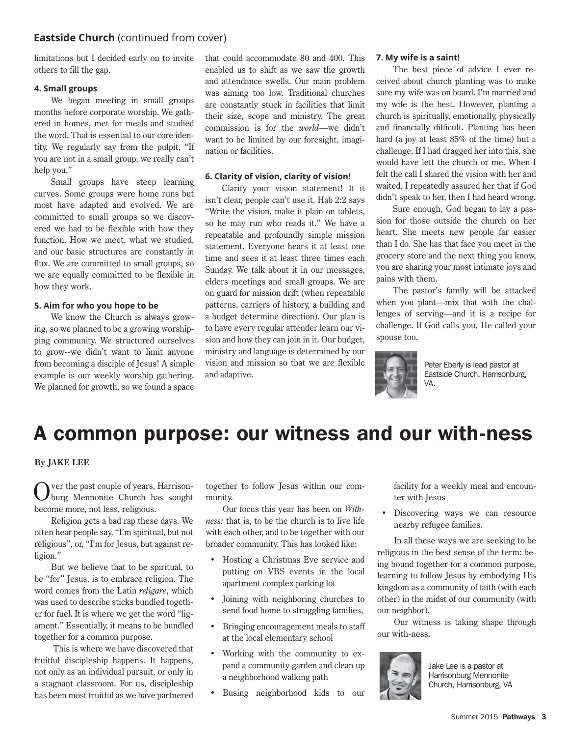**Eastside Church** (continued from cover)

limitations but I decided early on to invite others to fill the gap.

#### 4. Small groups

We began meeting in small groups months before corporate worship. We gathered in homes, met for meals and studied the word. That is essential to our core identity. We regularly say from the pulpit, "If you are not in a small group, we really can't help you."

Small groups have steep learning curves. Some groups were home runs but most have adapted and evolved. We are committed to small groups so we discovered we had to be flexible with how they function. How we meet, what we studied, and our basic structures are constantly in flux. We are committed to small groups, so we are equally committed to be flexible in how they work.

#### 5. Aim for who you hope to be

We know the Church is always growing, so we planned to be a growing worshipping community. We structured ourselves to grow--we didn't want to limit anyone from becoming a disciple of Jesus! A simple example is our weekly worship gathering. We planned for growth, so we found a space that could accommodate 80 and 400. This enabled us to shift as we saw the growth and attendance swells. Our main problem was aiming too low. Traditional churches are constantly stuck in facilities that limit their size, scope and ministry. The great commission is for the *world*—we didn't want to be limited by our foresight, imagination or facilities.

#### 6. Clarity of vision, clarity of vision!

Clarify your vision statement! If it isn't clear, people can't use it. Hab 2:2 says "Write the vision, make it plain on tablets, so he may run who reads it." We have a repeatable and profoundly simple mission statement. Everyone hears it at least one time and sees it at least three times each Sunday. We talk about it in our messages, elders meetings and small groups. We are on guard for mission drift (when repeatable patterns, carriers of history, a building and a budget determine direction). Our plan is to have every regular attender learn our vision and how they can join in it. Our budget, ministry and language is determined by our vision and mission so that we are flexible and adaptive.

#### 7. My wife is a saint!

The best piece of advice I ever received about church planting was to make sure my wife was on board. I'm married and my wife is the best. However, planting a church is spiritually, emotionally, physically and financially difficult. Planting has been hard (a joy at least 85% of the time) but a challenge. If I had dragged her into this, she would have left the church or me. When I felt the call I shared the vision with her and waited. I repeatedly assured her that if God didn't speak to her, then I had heard wrong.

Sure enough, God began to lay a passion for those outside the church on her heart. She meets new people far easier than I do. She has that face you meet in the grocery store and the next thing you know, you are sharing your most intimate joys and pains with them.

The pastor's family will be attacked when you plant—mix that with the challenges of serving—and it is a recipe for challenge. If God calls you, He called your spouse too.

Peter Eberly is lead pastor at Eastside Church, Harrisonburg, VA.

# A common purpose: our witness and our with-ness

**By JAKE LEE**

Over the past couple of years, Harrisonburg Mennonite Church has sought become more, not less, religious.

Religion gets a bad rap these days. We often hear people say, "I'm spiritual, but not religious", or, "I'm for Jesus, but against religion."

But we believe that to be spiritual, to be "for" Jesus, is to embrace religion. The word comes from the Latin *religare*, which was used to describe sticks bundled together for fuel. It is where we get the word "ligament." Essentially, it means to be bundled together for a common purpose.

This is where we have discovered that fruitful discipleship happens. It happens, not only as an individual pursuit, or only in a stagnant classroom. For us, discipleship has been most fruitful as we have partnered together to follow Jesus within our community.

Our focus this year has been on *Withness:* that is, to be the church is to live life with each other, and to be together with our broader community. This has looked like:

- Hosting a Christmas Eve service and putting on VBS events in the local apartment complex parking lot
- Joining with neighboring churches to send food home to struggling families,
- Bringing encouragement meals to staff at the local elementary school
- Working with the community to expand a community garden and clean up a neighborhood walking path
- Busing neighborhood kids to our facility for a weekly meal and encounter with Jesus
- Discovering ways we can resource nearby refugee families.

In all these ways we are seeking to be religious in the best sense of the term: being bound together for a common purpose, learning to follow Jesus by embodying His kingdom as a community of faith (with each other) in the midst of our community (with our neighbor).

Our witness is taking shape through our with-ness.

Jake Lee is a pastor at Harrisonburg Mennonite Church, Harrisonburg, VA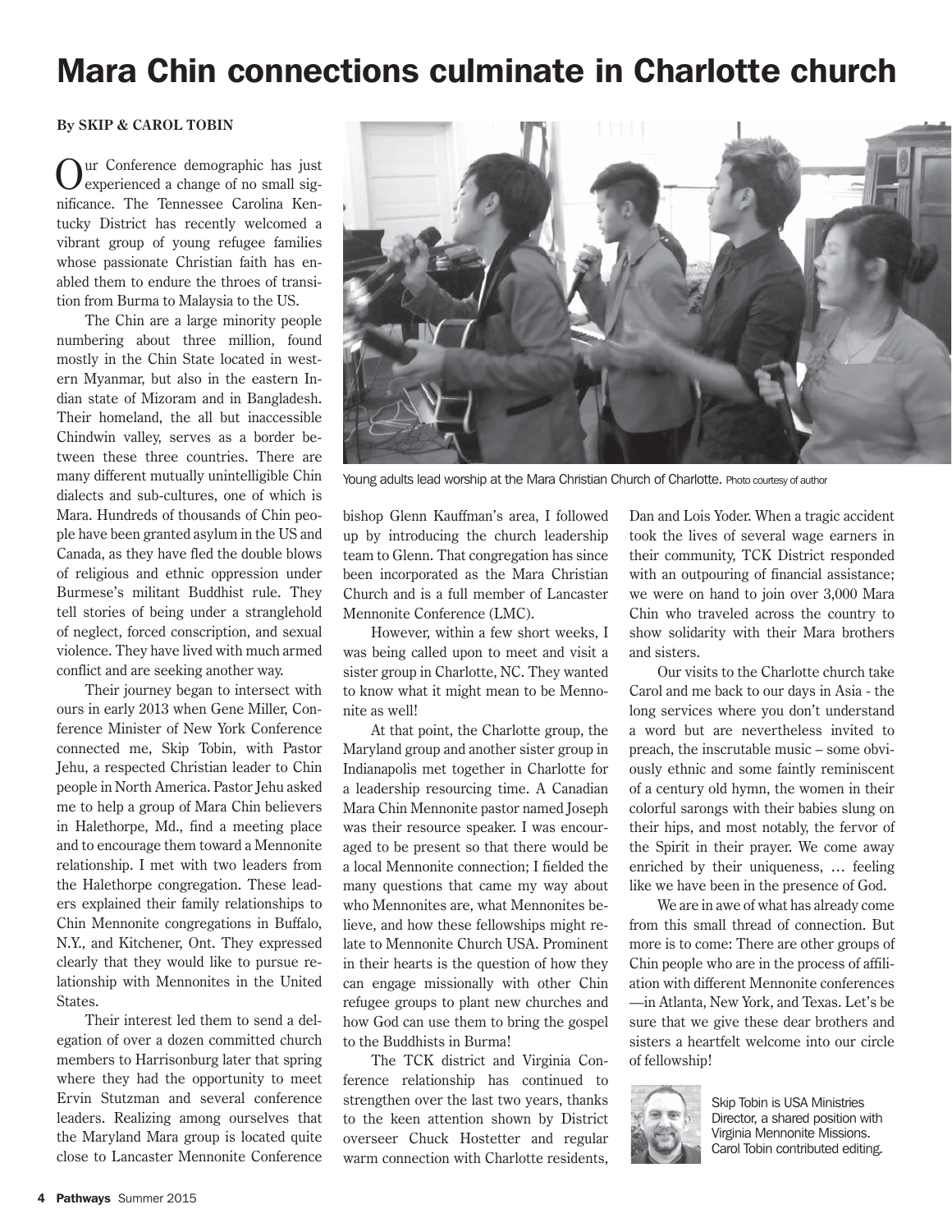# Mara Chin connections culminate in Charlotte church

**By SKIP & CAROL TOBIN**

Our Conference demographic has just experienced a change of no small significance. The Tennessee Carolina Kentucky District has recently welcomed a vibrant group of young refugee families whose passionate Christian faith has enabled them to endure the throes of transition from Burma to Malaysia to the US.

The Chin are a large minority people numbering about three million, found mostly in the Chin State located in western Myanmar, but also in the eastern Indian state of Mizoram and in Bangladesh. Their homeland, the all but inaccessible Chindwin valley, serves as a border between these three countries. There are many different mutually unintelligible Chin dialects and sub-cultures, one of which is Mara. Hundreds of thousands of Chin people have been granted asylum in the US and Canada, as they have fled the double blows of religious and ethnic oppression under Burmese's militant Buddhist rule. They tell stories of being under a stranglehold of neglect, forced conscription, and sexual violence. They have lived with much armed conflict and are seeking another way.

Their journey began to intersect with ours in early 2013 when Gene Miller, Conference Minister of New York Conference connected me, Skip Tobin, with Pastor Jehu, a respected Christian leader to Chin people in North America. Pastor Jehu asked me to help a group of Mara Chin believers in Halethorpe, Md., find a meeting place and to encourage them toward a Mennonite relationship. I met with two leaders from the Halethorpe congregation. These leaders explained their family relationships to Chin Mennonite congregations in Buffalo, N.Y., and Kitchener, Ont. They expressed clearly that they would like to pursue relationship with Mennonites in the United States.

Their interest led them to send a delegation of over a dozen committed church members to Harrisonburg later that spring where they had the opportunity to meet Ervin Stutzman and several conference leaders. Realizing among ourselves that the Maryland Mara group is located quite close to Lancaster Mennonite Conference bishop Glenn Kauffman's area, I followed up by introducing the church leadership team to Glenn. That congregation has since been incorporated as the Mara Christian Church and is a full member of Lancaster Mennonite Conference (LMC).

Young adults lead worship at the Mara Christian Church of Charlotte. Photo courtesy of author

However, within a few short weeks, I was being called upon to meet and visit a sister group in Charlotte, NC. They wanted to know what it might mean to be Mennonite as well!

At that point, the Charlotte group, the Maryland group and another sister group in Indianapolis met together in Charlotte for a leadership resourcing time. A Canadian Mara Chin Mennonite pastor named Joseph was their resource speaker. I was encouraged to be present so that there would be a local Mennonite connection; I fielded the many questions that came my way about who Mennonites are, what Mennonites believe, and how these fellowships might relate to Mennonite Church USA. Prominent in their hearts is the question of how they can engage missionally with other Chin refugee groups to plant new churches and how God can use them to bring the gospel to the Buddhists in Burma!

The TCK district and Virginia Conference relationship has continued to strengthen over the last two years, thanks to the keen attention shown by District overseer Chuck Hostetter and regular warm connection with Charlotte residents, Dan and Lois Yoder. When a tragic accident took the lives of several wage earners in their community, TCK District responded with an outpouring of financial assistance; we were on hand to join over 3,000 Mara Chin who traveled across the country to show solidarity with their Mara brothers and sisters.

Our visits to the Charlotte church take Carol and me back to our days in Asia - the long services where you don't understand a word but are nevertheless invited to preach, the inscrutable music – some obviously ethnic and some faintly reminiscent of a century old hymn, the women in their colorful sarongs with their babies slung on their hips, and most notably, the fervor of the Spirit in their prayer. We come away enriched by their uniqueness, … feeling like we have been in the presence of God.

We are in awe of what has already come from this small thread of connection. But more is to come: There are other groups of Chin people who are in the process of affiliation with different Mennonite conferences —in Atlanta, New York, and Texas. Let's be sure that we give these dear brothers and sisters a heartfelt welcome into our circle of fellowship!

Skip Tobin is USA Ministries Director, a shared position with Virginia Mennonite Missions. Carol Tobin contributed editing.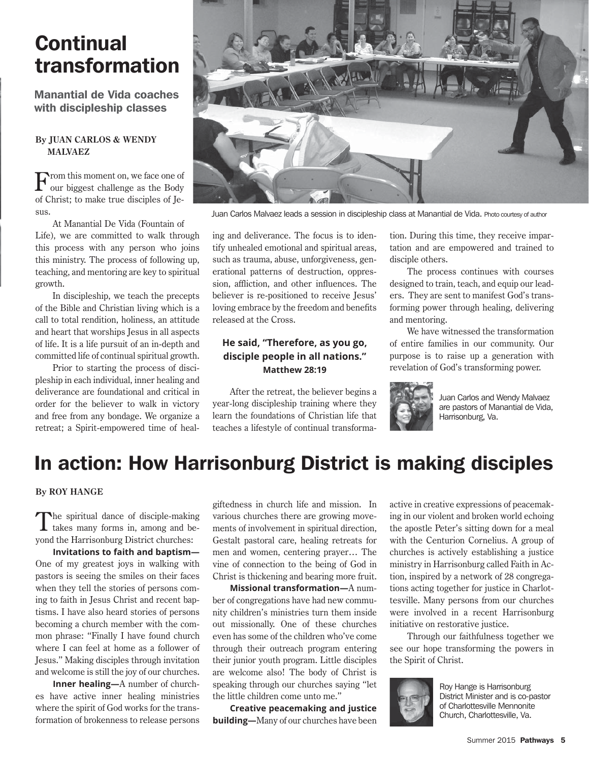# Continual transformation

## Manantial de Vida coaches with discipleship classes

**By JUAN CARLOS & WENDY MALVAEZ**

From this moment on, we face one of our biggest challenge as the Body of Christ; to make true disciples of Jesus.

At Manantial De Vida (Fountain of Life), we are committed to walk through this process with any person who joins this ministry. The process of following up, teaching, and mentoring are key to spiritual growth.

In discipleship, we teach the precepts of the Bible and Christian living which is a call to total rendition, holiness, an attitude and heart that worships Jesus in all aspects of life. It is a life pursuit of an in-depth and committed life of continual spiritual growth.

Prior to starting the process of discipleship in each individual, inner healing and deliverance are foundational and critical in order for the believer to walk in victory and free from any bondage. We organize a retreat; a Spirit-empowered time of healing and deliverance. The focus is to identify unhealed emotional and spiritual areas, such as trauma, abuse, unforgiveness, generational patterns of destruction, oppression, affliction, and other influences. The believer is re-positioned to receive Jesus' loving embrace by the freedom and benefits released at the Cross.

Juan Carlos Malvaez leads a session in discipleship class at Manantial de Vida. Photo courtesy of author

**He said, "Therefore, as you go, disciple people in all nations."**
**Matthew 28:19**

After the retreat, the believer begins a year-long discipleship training where they learn the foundations of Christian life that teaches a lifestyle of continual transformation. During this time, they receive impartation and are empowered and trained to disciple others.

The process continues with courses designed to train, teach, and equip our leaders. They are sent to manifest God's transforming power through healing, delivering and mentoring.

We have witnessed the transformation of entire families in our community. Our purpose is to raise up a generation with revelation of God's transforming power.

Juan Carlos and Wendy Malvaez are pastors of Manantial de Vida, Harrisonburg, Va.

# In action: How Harrisonburg District is making disciples

**By ROY HANGE**

The spiritual dance of disciple-making takes many forms in, among and beyond the Harrisonburg District churches:

**Invitations to faith and baptism—**One of my greatest joys in walking with pastors is seeing the smiles on their faces when they tell the stories of persons coming to faith in Jesus Christ and recent baptisms. I have also heard stories of persons becoming a church member with the common phrase: "Finally I have found church where I can feel at home as a follower of Jesus." Making disciples through invitation and welcome is still the joy of our churches.

**Inner healing—**A number of churches have active inner healing ministries where the spirit of God works for the transformation of brokenness to release persons giftedness in church life and mission. In various churches there are growing movements of involvement in spiritual direction, Gestalt pastoral care, healing retreats for men and women, centering prayer… The vine of connection to the being of God in Christ is thickening and bearing more fruit.

**Missional transformation—**A number of congregations have had new community children's ministries turn them inside out missionally. One of these churches even has some of the children who've come through their outreach program entering their junior youth program. Little disciples are welcome also! The body of Christ is speaking through our churches saying "let the little children come unto me."

**Creative peacemaking and justice building—**Many of our churches have been active in creative expressions of peacemaking in our violent and broken world echoing the apostle Peter's sitting down for a meal with the Centurion Cornelius. A group of churches is actively establishing a justice ministry in Harrisonburg called Faith in Action, inspired by a network of 28 congregations acting together for justice in Charlottesville. Many persons from our churches were involved in a recent Harrisonburg initiative on restorative justice.

Through our faithfulness together we see our hope transforming the powers in the Spirit of Christ.

Roy Hange is Harrisonburg District Minister and is co-pastor of Charlottesville Mennonite Church, Charlottesville, Va.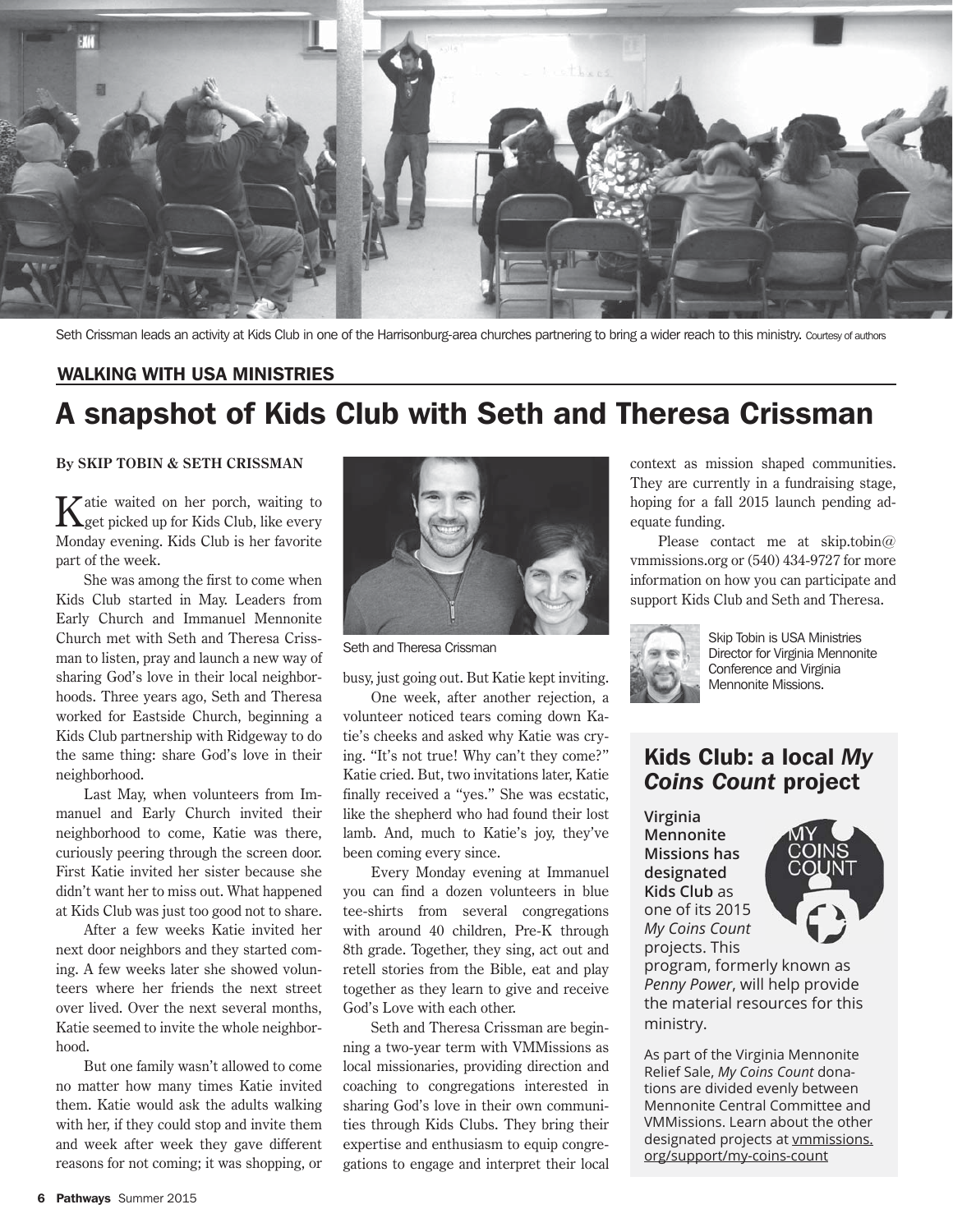Seth Crissman leads an activity at Kids Club in one of the Harrisonburg-area churches partnering to bring a wider reach to this ministry. Courtesy of authors

**WALKING WITH USA MINISTRIES**

# A snapshot of Kids Club with Seth and Theresa Crissman

**By SKIP TOBIN & SETH CRISSMAN**

Katie waited on her porch, waiting to get picked up for Kids Club, like every Monday evening. Kids Club is her favorite part of the week.

She was among the first to come when Kids Club started in May. Leaders from Early Church and Immanuel Mennonite Church met with Seth and Theresa Crissman to listen, pray and launch a new way of sharing God's love in their local neighborhoods. Three years ago, Seth and Theresa worked for Eastside Church, beginning a Kids Club partnership with Ridgeway to do the same thing: share God's love in their neighborhood.

Last May, when volunteers from Immanuel and Early Church invited their neighborhood to come, Katie was there, curiously peering through the screen door. First Katie invited her sister because she didn't want her to miss out. What happened at Kids Club was just too good not to share.

After a few weeks Katie invited her next door neighbors and they started coming. A few weeks later she showed volunteers where her friends the next street over lived. Over the next several months, Katie seemed to invite the whole neighborhood.

But one family wasn't allowed to come no matter how many times Katie invited them. Katie would ask the adults walking with her, if they could stop and invite them and week after week they gave different reasons for not coming; it was shopping, or busy, just going out. But Katie kept inviting.

Seth and Theresa Crissman

One week, after another rejection, a volunteer noticed tears coming down Katie's cheeks and asked why Katie was crying. "It's not true! Why can't they come?" Katie cried. But, two invitations later, Katie finally received a "yes." She was ecstatic, like the shepherd who had found their lost lamb. And, much to Katie's joy, they've been coming every since.

Every Monday evening at Immanuel you can find a dozen volunteers in blue tee-shirts from several congregations with around 40 children, Pre-K through 8th grade. Together, they sing, act out and retell stories from the Bible, eat and play together as they learn to give and receive God's Love with each other.

Seth and Theresa Crissman are beginning a two-year term with VMMissions as local missionaries, providing direction and coaching to congregations interested in sharing God's love in their own communities through Kids Clubs. They bring their expertise and enthusiasm to equip congregations to engage and interpret their local context as mission shaped communities. They are currently in a fundraising stage, hoping for a fall 2015 launch pending adequate funding.

Please contact me at skip.tobin@vmmissions.org or (540) 434-9727 for more information on how you can participate and support Kids Club and Seth and Theresa.

Skip Tobin is USA Ministries Director for Virginia Mennonite Conference and Virginia Mennonite Missions.

## Kids Club: a local *My Coins Count* project

**Virginia Mennonite Missions has designated Kids Club** as one of its 2015 *My Coins Count* projects. This program, formerly known as *Penny Power*, will help provide the material resources for this ministry.

As part of the Virginia Mennonite Relief Sale, *My Coins Count* donations are divided evenly between Mennonite Central Committee and VMMissions. Learn about the other designated projects at vmmissions.org/support/my-coins-count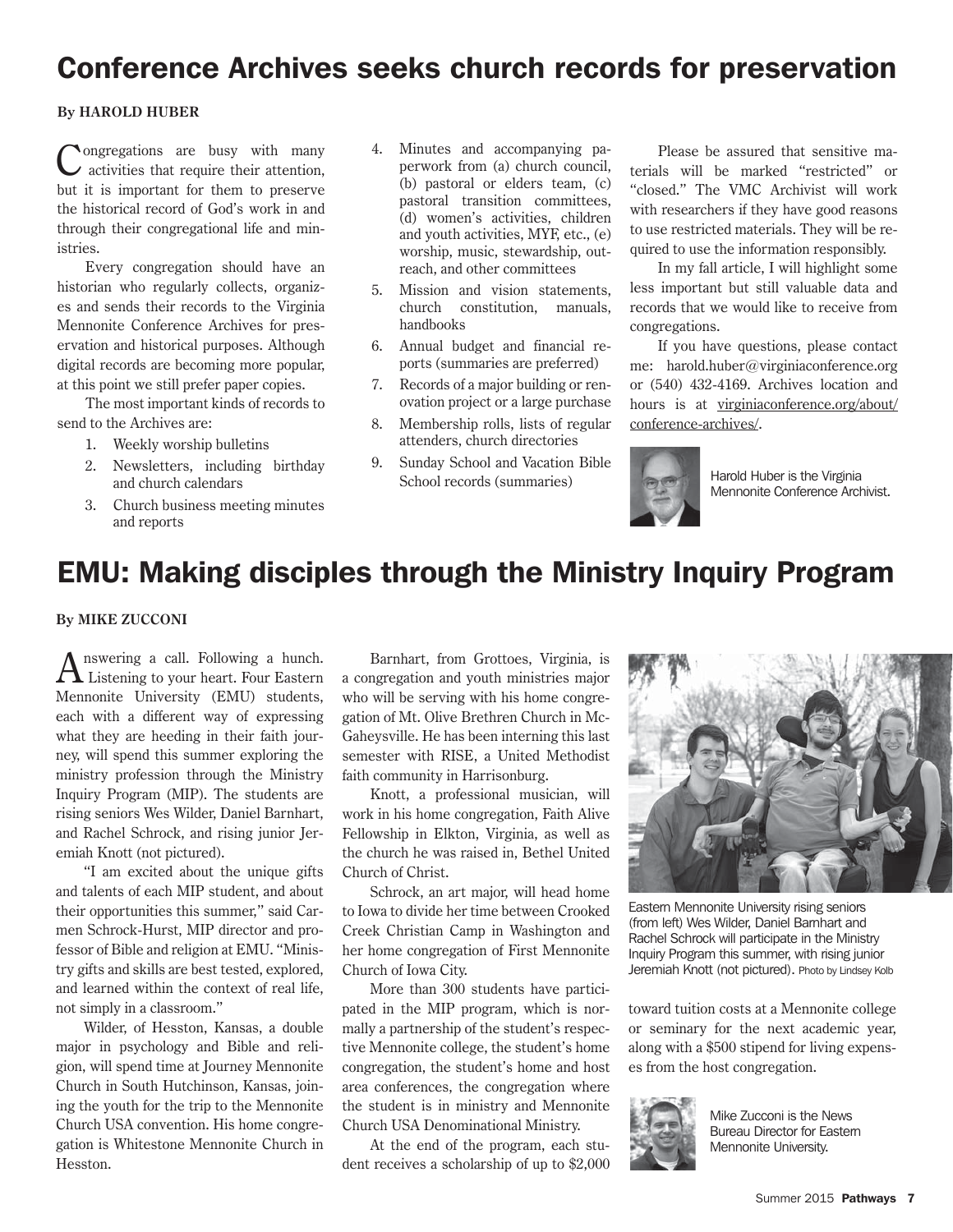# Conference Archives seeks church records for preservation

**By HAROLD HUBER**

Congregations are busy with many activities that require their attention, but it is important for them to preserve the historical record of God's work in and through their congregational life and ministries.

Every congregation should have an historian who regularly collects, organizes and sends their records to the Virginia Mennonite Conference Archives for preservation and historical purposes. Although digital records are becoming more popular, at this point we still prefer paper copies.

The most important kinds of records to send to the Archives are:

1. Weekly worship bulletins
2. Newsletters, including birthday and church calendars
3. Church business meeting minutes and reports
4. Minutes and accompanying paperwork from (a) church council, (b) pastoral or elders team, (c) pastoral transition committees, (d) women's activities, children and youth activities, MYF, etc., (e) worship, music, stewardship, outreach, and other committees
5. Mission and vision statements, church constitution, manuals, handbooks
6. Annual budget and financial reports (summaries are preferred)
7. Records of a major building or renovation project or a large purchase
8. Membership rolls, lists of regular attenders, church directories
9. Sunday School and Vacation Bible School records (summaries)

Please be assured that sensitive materials will be marked "restricted" or "closed." The VMC Archivist will work with researchers if they have good reasons to use restricted materials. They will be required to use the information responsibly.

In my fall article, I will highlight some less important but still valuable data and records that we would like to receive from congregations.

If you have questions, please contact me: harold.huber@virginiaconference.org or (540) 432-4169. Archives location and hours is at virginiaconference.org/about/conference-archives/.

Harold Huber is the Virginia Mennonite Conference Archivist.

# EMU: Making disciples through the Ministry Inquiry Program

**By MIKE ZUCCONI**

Answering a call. Following a hunch. Listening to your heart. Four Eastern Mennonite University (EMU) students, each with a different way of expressing what they are heeding in their faith journey, will spend this summer exploring the ministry profession through the Ministry Inquiry Program (MIP). The students are rising seniors Wes Wilder, Daniel Barnhart, and Rachel Schrock, and rising junior Jeremiah Knott (not pictured).

"I am excited about the unique gifts and talents of each MIP student, and about their opportunities this summer," said Carmen Schrock-Hurst, MIP director and professor of Bible and religion at EMU. "Ministry gifts and skills are best tested, explored, and learned within the context of real life, not simply in a classroom."

Wilder, of Hesston, Kansas, a double major in psychology and Bible and religion, will spend time at Journey Mennonite Church in South Hutchinson, Kansas, joining the youth for the trip to the Mennonite Church USA convention. His home congregation is Whitestone Mennonite Church in Hesston.

Barnhart, from Grottoes, Virginia, is a congregation and youth ministries major who will be serving with his home congregation of Mt. Olive Brethren Church in McGaheysville. He has been interning this last semester with RISE, a United Methodist faith community in Harrisonburg.

Knott, a professional musician, will work in his home congregation, Faith Alive Fellowship in Elkton, Virginia, as well as the church he was raised in, Bethel United Church of Christ.

Schrock, an art major, will head home to Iowa to divide her time between Crooked Creek Christian Camp in Washington and her home congregation of First Mennonite Church of Iowa City.

More than 300 students have participated in the MIP program, which is normally a partnership of the student's respective Mennonite college, the student's home congregation, the student's home and host area conferences, the congregation where the student is in ministry and Mennonite Church USA Denominational Ministry.

At the end of the program, each student receives a scholarship of up to $2,000 toward tuition costs at a Mennonite college or seminary for the next academic year, along with a $500 stipend for living expenses from the host congregation.

Eastern Mennonite University rising seniors (from left) Wes Wilder, Daniel Barnhart and Rachel Schrock will participate in the Ministry Inquiry Program this summer, with rising junior Jeremiah Knott (not pictured). Photo by Lindsey Kolb

Mike Zucconi is the News Bureau Director for Eastern Mennonite University.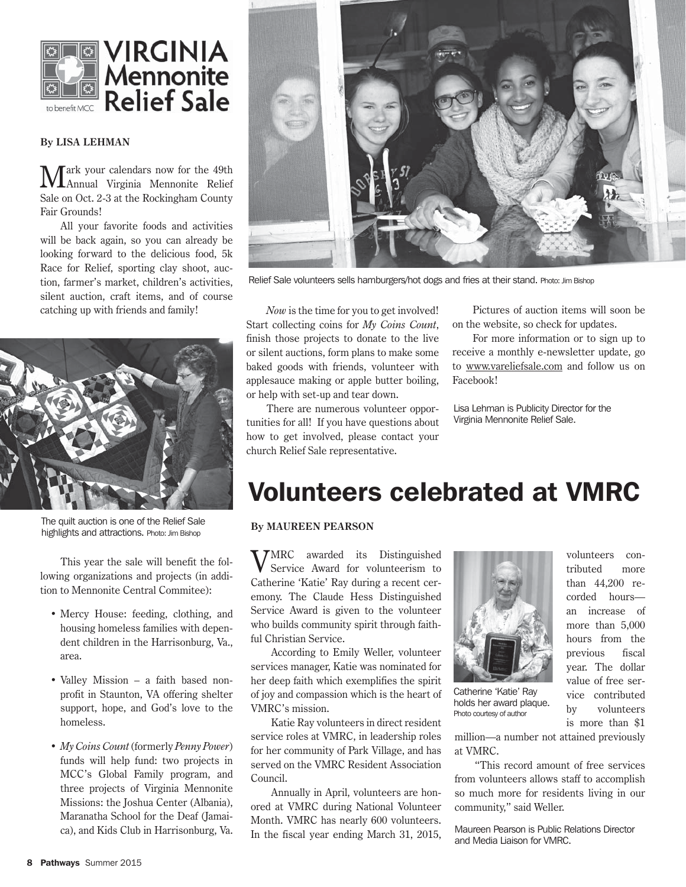# VIRGINIA Mennonite Relief Sale

to benefit MCC

**By LISA LEHMAN**

Mark your calendars now for the 49th Annual Virginia Mennonite Relief Sale on Oct. 2-3 at the Rockingham County Fair Grounds!

All your favorite foods and activities will be back again, so you can already be looking forward to the delicious food, 5k Race for Relief, sporting clay shoot, auction, farmer's market, children's activities, silent auction, craft items, and of course catching up with friends and family!

The quilt auction is one of the Relief Sale highlights and attractions. Photo: Jim Bishop

This year the sale will benefit the following organizations and projects (in addition to Mennonite Central Commitee):

- Mercy House: feeding, clothing, and housing homeless families with dependent children in the Harrisonburg, Va., area.
- Valley Mission – a faith based nonprofit in Staunton, VA offering shelter support, hope, and God's love to the homeless.
- *My Coins Count* (formerly *Penny Power*) funds will help fund: two projects in MCC's Global Family program, and three projects of Virginia Mennonite Missions: the Joshua Center (Albania), Maranatha School for the Deaf (Jamaica), and Kids Club in Harrisonburg, Va.

Relief Sale volunteers sells hamburgers/hot dogs and fries at their stand. Photo: Jim Bishop

*Now* is the time for you to get involved! Start collecting coins for *My Coins Count*, finish those projects to donate to the live or silent auctions, form plans to make some baked goods with friends, volunteer with applesauce making or apple butter boiling, or help with set-up and tear down.

There are numerous volunteer opportunities for all! If you have questions about how to get involved, please contact your church Relief Sale representative.

Pictures of auction items will soon be on the website, so check for updates.

For more information or to sign up to receive a monthly e-newsletter update, go to www.vareliefsale.com and follow us on Facebook!

Lisa Lehman is Publicity Director for the Virginia Mennonite Relief Sale.

# Volunteers celebrated at VMRC

**By MAUREEN PEARSON**

VMRC awarded its Distinguished Service Award for volunteerism to Catherine 'Katie' Ray during a recent ceremony. The Claude Hess Distinguished Service Award is given to the volunteer who builds community spirit through faithful Christian Service.

According to Emily Weller, volunteer services manager, Katie was nominated for her deep faith which exemplifies the spirit of joy and compassion which is the heart of VMRC's mission.

Katie Ray volunteers in direct resident service roles at VMRC, in leadership roles for her community of Park Village, and has served on the VMRC Resident Association Council.

Annually in April, volunteers are honored at VMRC during National Volunteer Month. VMRC has nearly 600 volunteers. In the fiscal year ending March 31, 2015, volunteers contributed more than 44,200 recorded hours—an increase of more than 5,000 hours from the previous fiscal year. The dollar value of free service contributed by volunteers is more than $1 million—a number not attained previously at VMRC.

Catherine 'Katie' Ray holds her award plaque. Photo courtesy of author

"This record amount of free services from volunteers allows staff to accomplish so much more for residents living in our community," said Weller.

Maureen Pearson is Public Relations Director and Media Liaison for VMRC.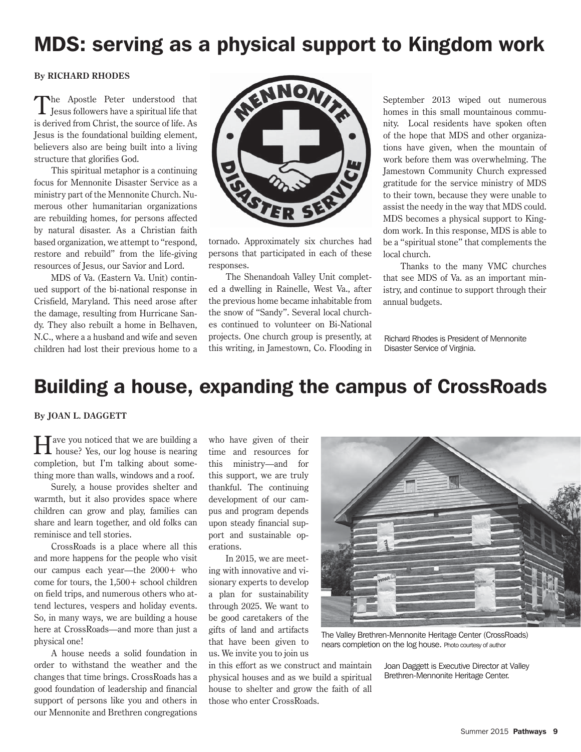# MDS: serving as a physical support to Kingdom work

**By RICHARD RHODES**

The Apostle Peter understood that Jesus followers have a spiritual life that is derived from Christ, the source of life. As Jesus is the foundational building element, believers also are being built into a living structure that glorifies God.

This spiritual metaphor is a continuing focus for Mennonite Disaster Service as a ministry part of the Mennonite Church. Numerous other humanitarian organizations are rebuilding homes, for persons affected by natural disaster. As a Christian faith based organization, we attempt to "respond, restore and rebuild" from the life-giving resources of Jesus, our Savior and Lord.

MDS of Va. (Eastern Va. Unit) continued support of the bi-national response in Crisfield, Maryland. This need arose after the damage, resulting from Hurricane Sandy. They also rebuilt a home in Belhaven, N.C., where a a husband and wife and seven children had lost their previous home to a tornado. Approximately six churches had persons that participated in each of these responses.

The Shenandoah Valley Unit completed a dwelling in Rainelle, West Va., after the previous home became inhabitable from the snow of "Sandy". Several local churches continued to volunteer on Bi-National projects. One church group is presently, at this writing, in Jamestown, Co. Flooding in September 2013 wiped out numerous homes in this small mountainous community. Local residents have spoken often of the hope that MDS and other organizations have given, when the mountain of work before them was overwhelming. The Jamestown Community Church expressed gratitude for the service ministry of MDS to their town, because they were unable to assist the needy in the way that MDS could. MDS becomes a physical support to Kingdom work. In this response, MDS is able to be a "spiritual stone" that complements the local church.

Thanks to the many VMC churches that see MDS of Va. as an important ministry, and continue to support through their annual budgets.

Richard Rhodes is President of Mennonite Disaster Service of Virginia.

# Building a house, expanding the campus of CrossRoads

**By JOAN L. DAGGETT**

Have you noticed that we are building a house? Yes, our log house is nearing completion, but I'm talking about something more than walls, windows and a roof.

Surely, a house provides shelter and warmth, but it also provides space where children can grow and play, families can share and learn together, and old folks can reminisce and tell stories.

CrossRoads is a place where all this and more happens for the people who visit our campus each year—the 2000+ who come for tours, the 1,500+ school children on field trips, and numerous others who attend lectures, vespers and holiday events. So, in many ways, we are building a house here at CrossRoads—and more than just a physical one!

A house needs a solid foundation in order to withstand the weather and the changes that time brings. CrossRoads has a good foundation of leadership and financial support of persons like you and others in our Mennonite and Brethren congregations who have given of their time and resources for this ministry—and for this support, we are truly thankful. The continuing development of our campus and program depends upon steady financial support and sustainable operations.

In 2015, we are meeting with innovative and visionary experts to develop a plan for sustainability through 2025. We want to be good caretakers of the gifts of land and artifacts that have been given to us. We invite you to join us in this effort as we construct and maintain physical houses and as we build a spiritual house to shelter and grow the faith of all those who enter CrossRoads.

The Valley Brethren-Mennonite Heritage Center (CrossRoads) nears completion on the log house. Photo courtesy of author

Joan Daggett is Executive Director at Valley Brethren-Mennonite Heritage Center.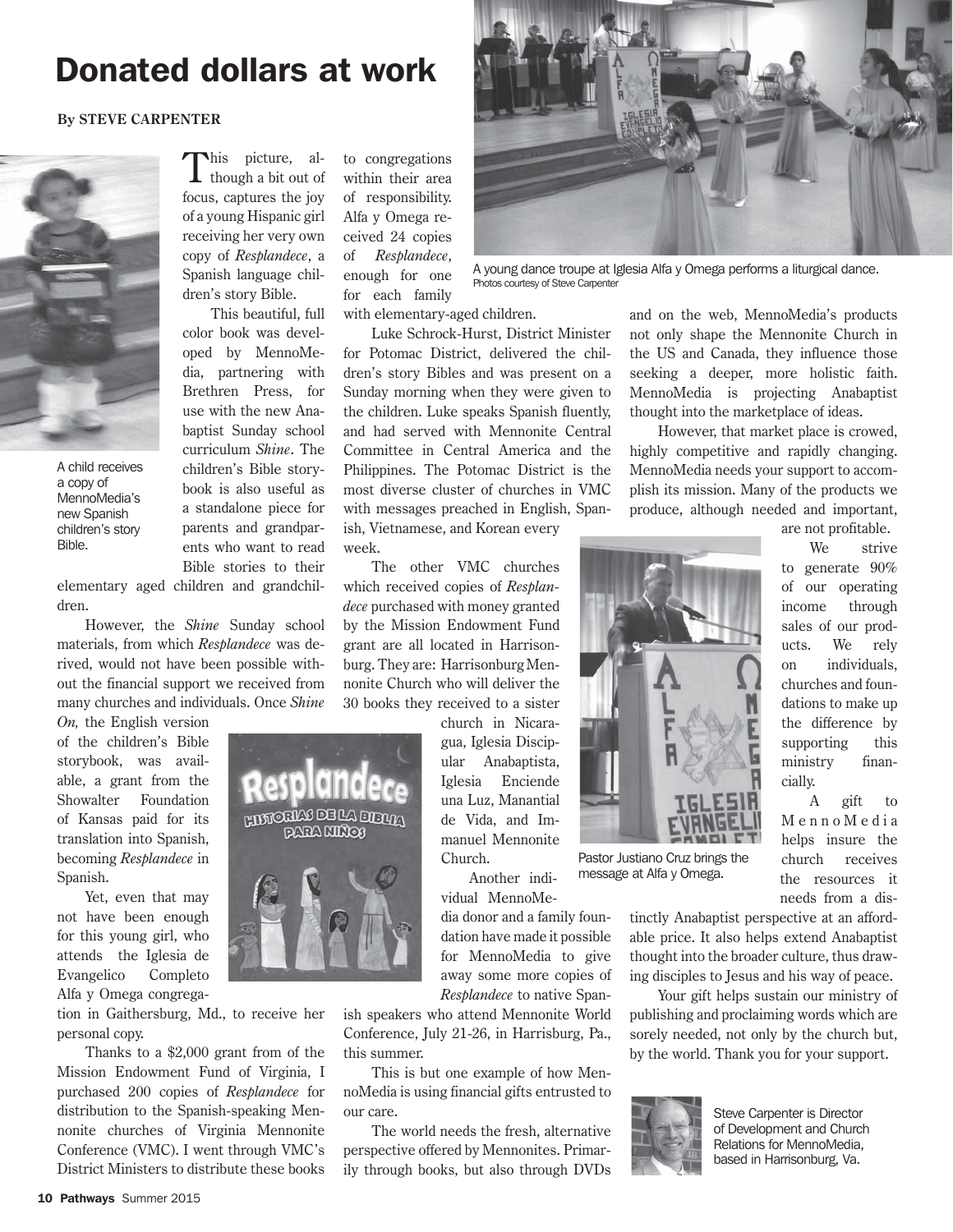# Donated dollars at work

**By STEVE CARPENTER**

A child receives a copy of MennoMedia's new Spanish children's story Bible.

This picture, although a bit out of focus, captures the joy of a young Hispanic girl receiving her very own copy of *Resplandece*, a Spanish language children's story Bible.

This beautiful, full color book was developed by MennoMedia, partnering with Brethren Press, for use with the new Anabaptist Sunday school curriculum *Shine*. The children's Bible storybook is also useful as a standalone piece for parents and grandparents who want to read Bible stories to their elementary aged children and grandchildren.

However, the *Shine* Sunday school materials, from which *Resplandece* was derived, would not have been possible without the financial support we received from many churches and individuals. Once *Shine On,* the English version of the children's Bible storybook, was available, a grant from the Showalter Foundation of Kansas paid for its translation into Spanish, becoming *Resplandece* in Spanish.

Yet, even that may not have been enough for this young girl, who attends the Iglesia de Evangelico Completo Alfa y Omega congregation in Gaithersburg, Md., to receive her personal copy.

Thanks to a $2,000 grant from of the Mission Endowment Fund of Virginia, I purchased 200 copies of *Resplandece* for distribution to the Spanish-speaking Mennonite churches of Virginia Mennonite Conference (VMC). I went through VMC's District Ministers to distribute these books to congregations within their area of responsibility. Alfa y Omega received 24 copies of *Resplandece*, enough for one for each family with elementary-aged children.

Luke Schrock-Hurst, District Minister for Potomac District, delivered the children's story Bibles and was present on a Sunday morning when they were given to the children. Luke speaks Spanish fluently, and had served with Mennonite Central Committee in Central America and the Philippines. The Potomac District is the most diverse cluster of churches in VMC with messages preached in English, Spanish, Vietnamese, and Korean every week.

The other VMC churches which received copies of *Resplandece* purchased with money granted by the Mission Endowment Fund grant are all located in Harrisonburg. They are: Harrisonburg Mennonite Church who will deliver the 30 books they received to a sister church in Nicaragua, Iglesia Discipular Anabaptista, Iglesia Enciende una Luz, Manantial de Vida, and Immanuel Mennonite Church.

Another individual MennoMedia donor and a family foundation have made it possible for MennoMedia to give away some more copies of *Resplandece* to native Spanish speakers who attend Mennonite World Conference, July 21-26, in Harrisburg, Pa., this summer.

This is but one example of how MennoMedia is using financial gifts entrusted to our care.

A young dance troupe at Iglesia Alfa y Omega performs a liturgical dance.
Photos courtesy of Steve Carpenter

The world needs the fresh, alternative perspective offered by Mennonites. Primarily through books, but also through DVDs and on the web, MennoMedia's products not only shape the Mennonite Church in the US and Canada, they influence those seeking a deeper, more holistic faith. MennoMedia is projecting Anabaptist thought into the marketplace of ideas.

However, that market place is crowed, highly competitive and rapidly changing. MennoMedia needs your support to accomplish its mission. Many of the products we produce, although needed and important, are not profitable.

Pastor Justiano Cruz brings the message at Alfa y Omega.

We strive to generate 90% of our operating income through sales of our products. We rely on individuals, churches and foundations to make up the difference by supporting this ministry financially.

A gift to MennoMedia helps insure the church receives the resources it needs from a distinctly Anabaptist perspective at an affordable price. It also helps extend Anabaptist thought into the broader culture, thus drawing disciples to Jesus and his way of peace.

Your gift helps sustain our ministry of publishing and proclaiming words which are sorely needed, not only by the church but, by the world. Thank you for your support.

Steve Carpenter is Director of Development and Church Relations for MennoMedia, based in Harrisonburg, Va.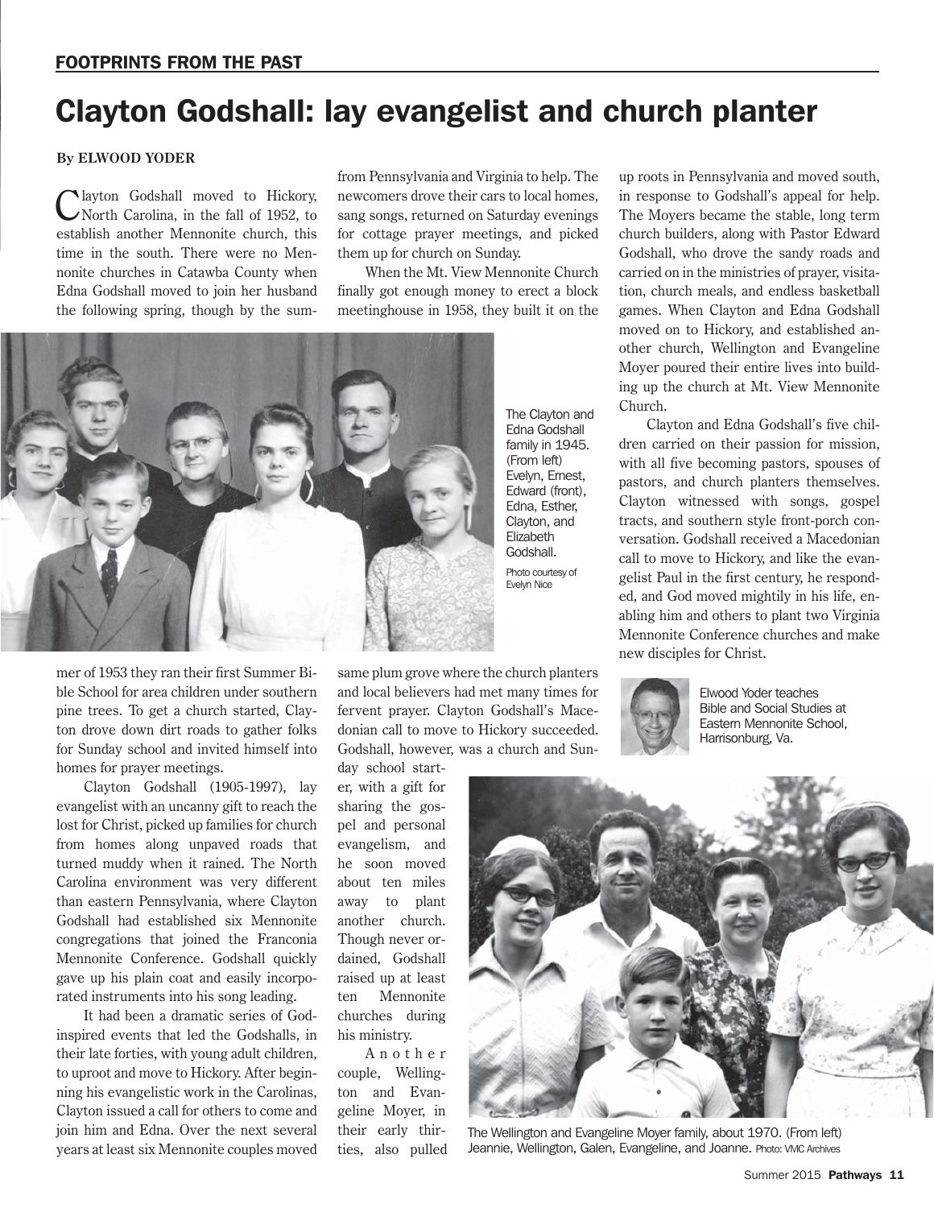FOOTPRINTS FROM THE PAST

# Clayton Godshall: lay evangelist and church planter

**By ELWOOD YODER**

Clayton Godshall moved to Hickory, North Carolina, in the fall of 1952, to establish another Mennonite church, this time in the south. There were no Mennonite churches in Catawba County when Edna Godshall moved to join her husband the following spring, though by the summer of 1953 they ran their first Summer Bible School for area children under southern pine trees. To get a church started, Clayton drove down dirt roads to gather folks for Sunday school and invited himself into homes for prayer meetings.

Clayton Godshall (1905-1997), lay evangelist with an uncanny gift to reach the lost for Christ, picked up families for church from homes along unpaved roads that turned muddy when it rained. The North Carolina environment was very different than eastern Pennsylvania, where Clayton Godshall had established six Mennonite congregations that joined the Franconia Mennonite Conference. Godshall quickly gave up his plain coat and easily incorporated instruments into his song leading.

It had been a dramatic series of God-inspired events that led the Godshalls, in their late forties, with young adult children, to uproot and move to Hickory. After beginning his evangelistic work in the Carolinas, Clayton issued a call for others to come and join him and Edna. Over the next several years at least six Mennonite couples moved from Pennsylvania and Virginia to help. The newcomers drove their cars to local homes, sang songs, returned on Saturday evenings for cottage prayer meetings, and picked them up for church on Sunday.

When the Mt. View Mennonite Church finally got enough money to erect a block meetinghouse in 1958, they built it on the same plum grove where the church planters and local believers had met many times for fervent prayer. Clayton Godshall's Macedonian call to move to Hickory succeeded. Godshall, however, was a church and Sunday school starter, with a gift for sharing the gospel and personal evangelism, and he soon moved about ten miles away to plant another church. Though never ordained, Godshall raised up at least ten Mennonite churches during his ministry.

The Clayton and Edna Godshall family in 1945. (From left) Evelyn, Ernest, Edward (front), Edna, Esther, Clayton, and Elizabeth Godshall. Photo courtesy of Evelyn Nice

Another couple, Wellington and Evangeline Moyer, in their early thirties, also pulled up roots in Pennsylvania and moved south, in response to Godshall's appeal for help. The Moyers became the stable, long term church builders, along with Pastor Edward Godshall, who drove the sandy roads and carried on in the ministries of prayer, visitation, church meals, and endless basketball games. When Clayton and Edna Godshall moved on to Hickory, and established another church, Wellington and Evangeline Moyer poured their entire lives into building up the church at Mt. View Mennonite Church.

Clayton and Edna Godshall's five children carried on their passion for mission, with all five becoming pastors, spouses of pastors, and church planters themselves. Clayton witnessed with songs, gospel tracts, and southern style front-porch conversation. Godshall received a Macedonian call to move to Hickory, and like the evangelist Paul in the first century, he responded, and God moved mightily in his life, enabling him and others to plant two Virginia Mennonite Conference churches and make new disciples for Christ.

Elwood Yoder teaches Bible and Social Studies at Eastern Mennonite School, Harrisonburg, Va.

The Wellington and Evangeline Moyer family, about 1970. (From left) Jeannie, Wellington, Galen, Evangeline, and Joanne. Photo: VMC Archives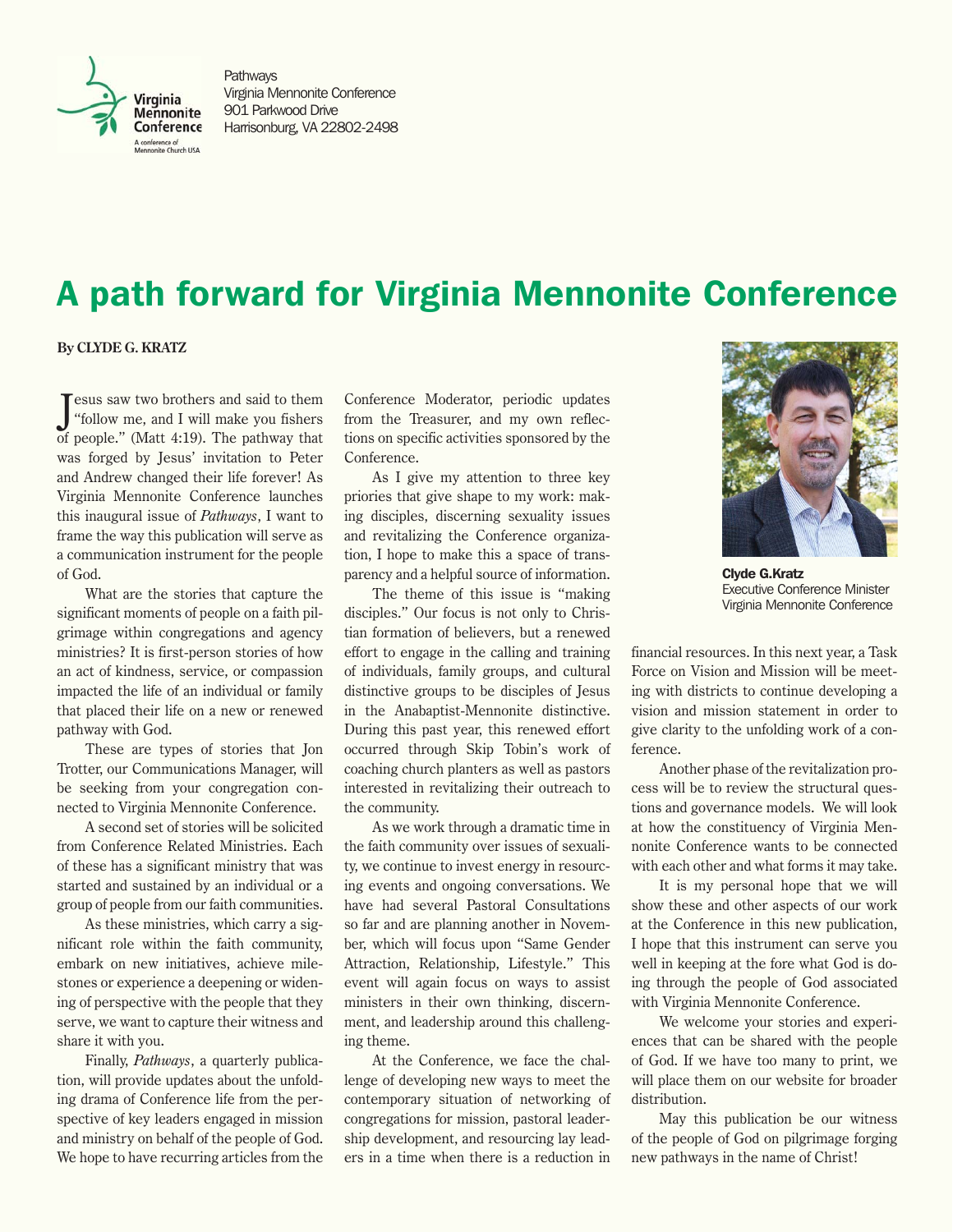Pathways
Virginia Mennonite Conference
901 Parkwood Drive
Harrisonburg, VA 22802-2498

# A path forward for Virginia Mennonite Conference

**By CLYDE G. KRATZ**

Jesus saw two brothers and said to them "follow me, and I will make you fishers of people." (Matt 4:19). The pathway that was forged by Jesus' invitation to Peter and Andrew changed their life forever! As Virginia Mennonite Conference launches this inaugural issue of *Pathways*, I want to frame the way this publication will serve as a communication instrument for the people of God.

What are the stories that capture the significant moments of people on a faith pilgrimage within congregations and agency ministries? It is first-person stories of how an act of kindness, service, or compassion impacted the life of an individual or family that placed their life on a new or renewed pathway with God.

These are types of stories that Jon Trotter, our Communications Manager, will be seeking from your congregation connected to Virginia Mennonite Conference.

A second set of stories will be solicited from Conference Related Ministries. Each of these has a significant ministry that was started and sustained by an individual or a group of people from our faith communities.

As these ministries, which carry a significant role within the faith community, embark on new initiatives, achieve milestones or experience a deepening or widening of perspective with the people that they serve, we want to capture their witness and share it with you.

Finally, *Pathways*, a quarterly publication, will provide updates about the unfolding drama of Conference life from the perspective of key leaders engaged in mission and ministry on behalf of the people of God. We hope to have recurring articles from the Conference Moderator, periodic updates from the Treasurer, and my own reflections on specific activities sponsored by the Conference.

As I give my attention to three key priories that give shape to my work: making disciples, discerning sexuality issues and revitalizing the Conference organization, I hope to make this a space of transparency and a helpful source of information.

The theme of this issue is "making disciples." Our focus is not only to Christian formation of believers, but a renewed effort to engage in the calling and training of individuals, family groups, and cultural distinctive groups to be disciples of Jesus in the Anabaptist-Mennonite distinctive. During this past year, this renewed effort occurred through Skip Tobin's work of coaching church planters as well as pastors interested in revitalizing their outreach to the community.

As we work through a dramatic time in the faith community over issues of sexuality, we continue to invest energy in resourcing events and ongoing conversations. We have had several Pastoral Consultations so far and are planning another in November, which will focus upon "Same Gender Attraction, Relationship, Lifestyle." This event will again focus on ways to assist ministers in their own thinking, discernment, and leadership around this challenging theme.

At the Conference, we face the challenge of developing new ways to meet the contemporary situation of networking of congregations for mission, pastoral leadership development, and resourcing lay leaders in a time when there is a reduction in financial resources. In this next year, a Task Force on Vision and Mission will be meeting with districts to continue developing a vision and mission statement in order to give clarity to the unfolding work of a conference.

**Clyde G.Kratz**
Executive Conference Minister
Virginia Mennonite Conference

Another phase of the revitalization process will be to review the structural questions and governance models. We will look at how the constituency of Virginia Mennonite Conference wants to be connected with each other and what forms it may take.

It is my personal hope that we will show these and other aspects of our work at the Conference in this new publication, I hope that this instrument can serve you well in keeping at the fore what God is doing through the people of God associated with Virginia Mennonite Conference.

We welcome your stories and experiences that can be shared with the people of God. If we have too many to print, we will place them on our website for broader distribution.

May this publication be our witness of the people of God on pilgrimage forging new pathways in the name of Christ!